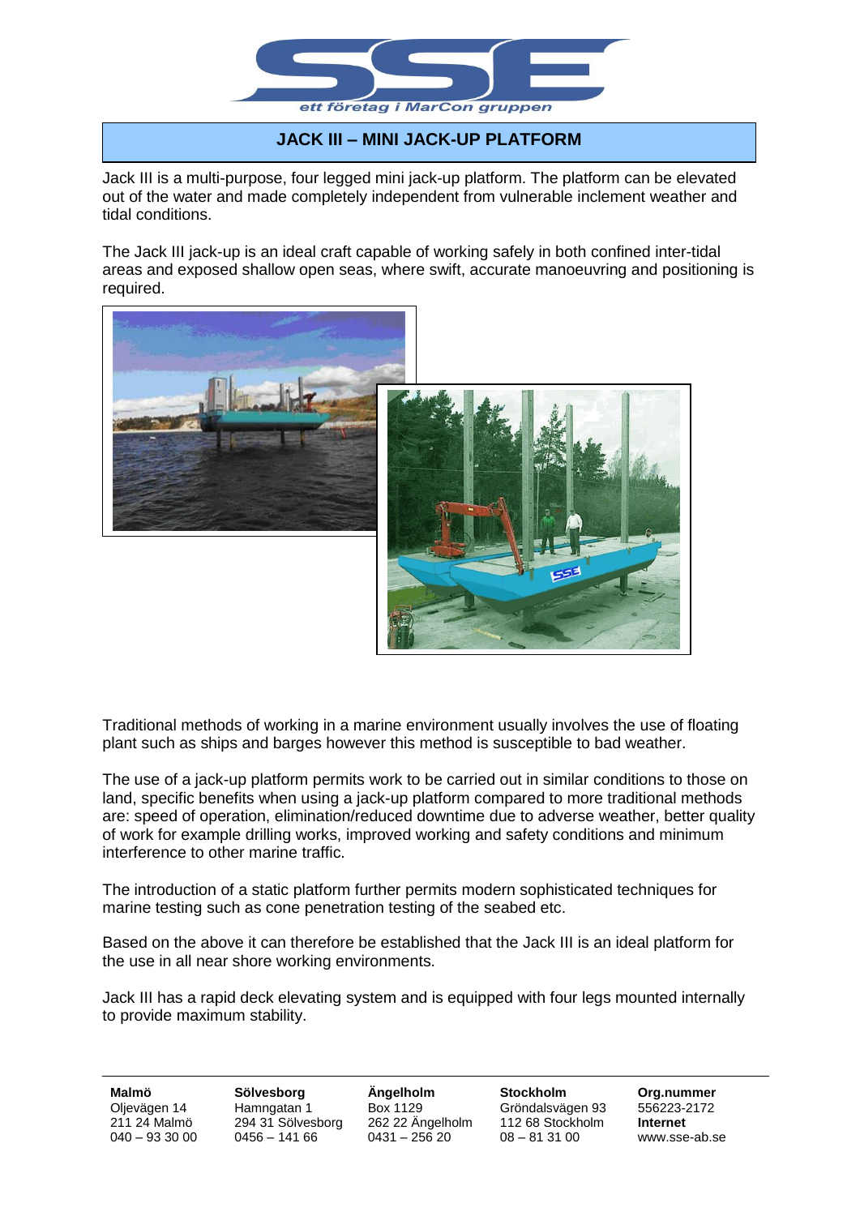# JACK III – MINI JACK-UP PLATFORM

Jack III is a multi-purpose, four legged mini jack-up platform. The platform can be elevated out of the water and made completely independent from vulnerable inclement weather and tidal conditions.

The Jack III jack-up is an ideal craft capable of working safely in both confined inter-tidal areas and exposed shallow open seas, where swift, accurate manoeuvring and positioning is required.

Traditional methods of working in a marine environment usually involves the use of floating plant such as ships and barges however this method is susceptible to bad weather.

The use of a jack-up platform permits work to be carried out in similar conditions to those on land, specific benefits when using a jack-up platform compared to more traditional methods are: speed of operation, elimination/reduced downtime due to adverse weather, better quality of work for example drilling works, improved working and safety conditions and minimum interference to other marine traffic.

The introduction of a static platform further permits modern sophisticated techniques for marine testing such as cone penetration testing of the seabed etc.

Based on the above it can therefore be established that the Jack III is an ideal platform for the use in all near shore working environments.

Jack III has a rapid deck elevating system and is equipped with four legs mounted internally to provide maximum stability.

| **Malmö** | **Sölvesborg** | **Ängelholm** | **Stockholm** | **Org.nummer** |
|---|---|---|---|---|
| Oljevägen 14 | Hamngatan 1 | Box 1129 | Gröndalsvägen 93 | 556223-2172 |
| 211 24 Malmö | 294 31 Sölvesborg | 262 22 Ängelholm | 112 68 Stockholm | **Internet** |
| 040 – 93 30 00 | 0456 – 141 66 | 0431 – 256 20 | 08 – 81 31 00 | www.sse-ab.se |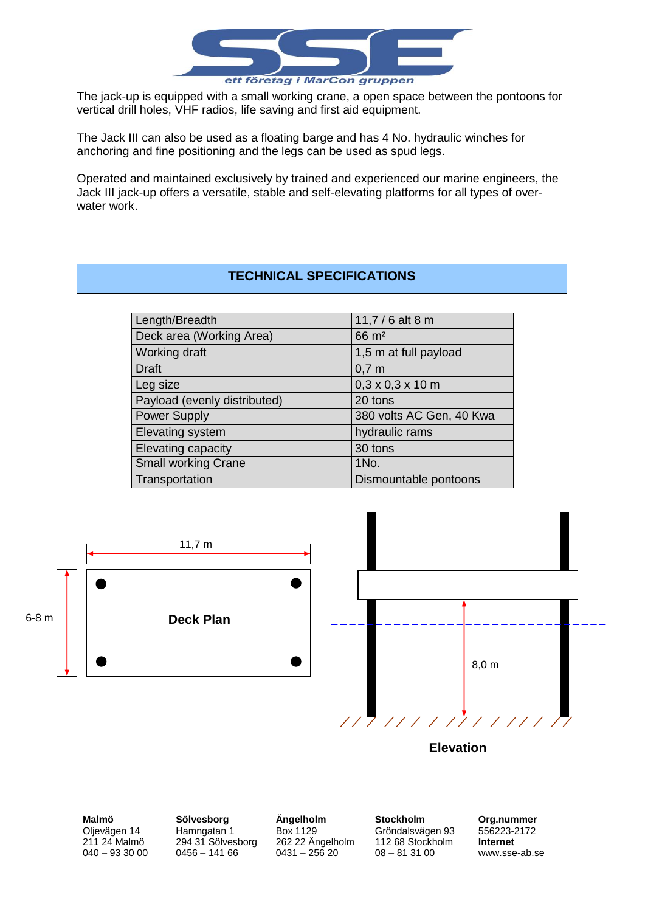The jack-up is equipped with a small working crane, a open space between the pontoons for vertical drill holes, VHF radios, life saving and first aid equipment.

The Jack III can also be used as a floating barge and has 4 No. hydraulic winches for anchoring and fine positioning and the legs can be used as spud legs.

Operated and maintained exclusively by trained and experienced our marine engineers, the Jack III jack-up offers a versatile, stable and self-elevating platforms for all types of over-water work.

## TECHNICAL SPECIFICATIONS

| | |
|---|---|
| Length/Breadth | 11,7 / 6 alt 8 m |
| Deck area (Working Area) | 66 m² |
| Working draft | 1,5 m at full payload |
| Draft | 0,7 m |
| Leg size | 0,3 x 0,3 x 10 m |
| Payload (evenly distributed) | 20 tons |
| Power Supply | 380 volts AC Gen, 40 Kwa |
| Elevating system | hydraulic rams |
| Elevating capacity | 30 tons |
| Small working Crane | 1No. |
| Transportation | Dismountable pontoons |

11,7 m

6-8 m

**Deck Plan**

8,0 m

**Elevation**

**Malmö**
Oljevägen 14
211 24 Malmö
040 – 93 30 00

**Sölvesborg**
Hamngatan 1
294 31 Sölvesborg
0456 – 141 66

**Ängelholm**
Box 1129
262 22 Ängelholm
0431 – 256 20

**Stockholm**
Gröndalsvägen 93
112 68 Stockholm
08 – 81 31 00

**Org.nummer**
556223-2172
**Internet**
www.sse-ab.se